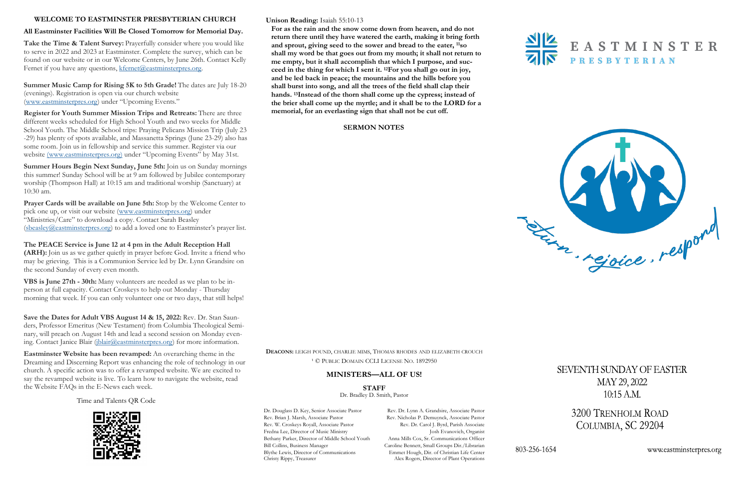## WELCOME TO EASTMINSTER PRESBYTERIAN CHURCH

**All Eastminster Facilities Will Be Closed Tomorrow for Memorial Day.**

**Take the Time & Talent Survey:** Prayerfully consider where you would like to serve in 2022 and 2023 at Eastminster. Complete the survey, which can be found on our website or in our Welcome Centers, by June 26th. Contact Kelly Fernet if you have any questions, kfernet@eastminsterpres.org.

**Summer Music Camp for Rising 5K to 5th Grade!** The dates are July 18-20 (evenings). Registration is open via our church website (www.eastminsterpres.org) under "Upcoming Events."

**Register for Youth Summer Mission Trips and Retreats:** There are three different weeks scheduled for High School Youth and two weeks for Middle School Youth. The Middle School trips: Praying Pelicans Mission Trip (July 23 -29) has plenty of spots available, and Massanetta Springs (June 23-29) also has some room. Join us in fellowship and service this summer. Register via our website (www.eastminsterpres.org) under "Upcoming Events" by May 31st.

**Summer Hours Begin Next Sunday, June 5th:** Join us on Sunday mornings this summer! Sunday School will be at 9 am followed by Jubilee contemporary worship (Thompson Hall) at 10:15 am and traditional worship (Sanctuary) at 10:30 am.

**Prayer Cards will be available on June 5th:** Stop by the Welcome Center to pick one up, or visit our website (www.eastminsterpres.org) under "Ministries/Care" to download a copy. Contact Sarah Beasley (sbeasley@eastminsterpres.org) to add a loved one to Eastminster's prayer list.

**The PEACE Service is June 12 at 4 pm in the Adult Reception Hall (ARH):** Join us as we gather quietly in prayer before God. Invite a friend who may be grieving. This is a Communion Service led by Dr. Lynn Grandsire on the second Sunday of every even month.

**VBS is June 27th - 30th:** Many volunteers are needed as we plan to be in-person at full capacity. Contact Croskeys to help out Monday - Thursday morning that week. If you can only volunteer one or two days, that still helps!

**Save the Dates for Adult VBS August 14 & 15, 2022:** Rev. Dr. Stan Saunders, Professor Emeritus (New Testament) from Columbia Theological Seminary, will preach on August 14th and lead a second session on Monday evening. Contact Janice Blair (jblair@eastminsterpres.org) for more information.

**Eastminster Website has been revamped:** An overarching theme in the Dreaming and Discerning Report was enhancing the role of technology in our church. A specific action was to offer a revamped website. We are excited to say the revamped website is live. To learn how to navigate the website, read the Website FAQs in the E-News each week.

Time and Talents QR Code

**Unison Reading:** Isaiah 55:10-13

**For as the rain and the snow come down from heaven, and do not return there until they have watered the earth, making it bring forth and sprout, giving seed to the sower and bread to the eater, [11]so shall my word be that goes out from my mouth; it shall not return to me empty, but it shall accomplish that which I purpose, and succeed in the thing for which I sent it. [12]For you shall go out in joy, and be led back in peace; the mountains and the hills before you shall burst into song, and all the trees of the field shall clap their hands. [13]Instead of the thorn shall come up the cypress; instead of the brier shall come up the myrtle; and it shall be to the LORD for a memorial, for an everlasting sign that shall not be cut off.**

**SERMON NOTES**

**DEACONS:** LEIGH POUND, CHARLIE MIMS, THOMAS RHODES AND ELIZABETH CROUCH

[1] © PUBLIC DOMAIN CCLI LICENSE NO. 1892950

**MINISTERS—ALL OF US!**

**STAFF**

Dr. Bradley D. Smith, Pastor

Dr. Douglass D. Key, Senior Associate Pastor
Rev. Brian J. Marsh, Associate Pastor
Rev. W. Croskeys Royall, Associate Pastor
Fredna Lee, Director of Music Ministry
Bethany Parker, Director of Middle School Youth
Bill Collins, Business Manager
Blythe Lewis, Director of Communications
Christy Rippy, Treasurer

Rev. Dr. Lynn A. Grandsire, Associate Pastor
Rev. Nicholas P. Demuynck, Associate Pastor
Rev. Dr. Carol J. Byrd, Parish Associate
Josh Evanovich, Organist
Anna Mills Cox, Sr. Communications Officer
Caroline Bennett, Small Groups Dir./Librarian
Emmet Hough, Dir. of Christian Life Center
Alex Rogers, Director of Plant Operations

# EASTMINSTER PRESBYTERIAN

return . rejoice . respond

SEVENTH SUNDAY OF EASTER
MAY 29, 2022
10:15 A.M.

3200 TRENHOLM ROAD
COLUMBIA, SC 29204

803-256-1654

www.eastminsterpres.org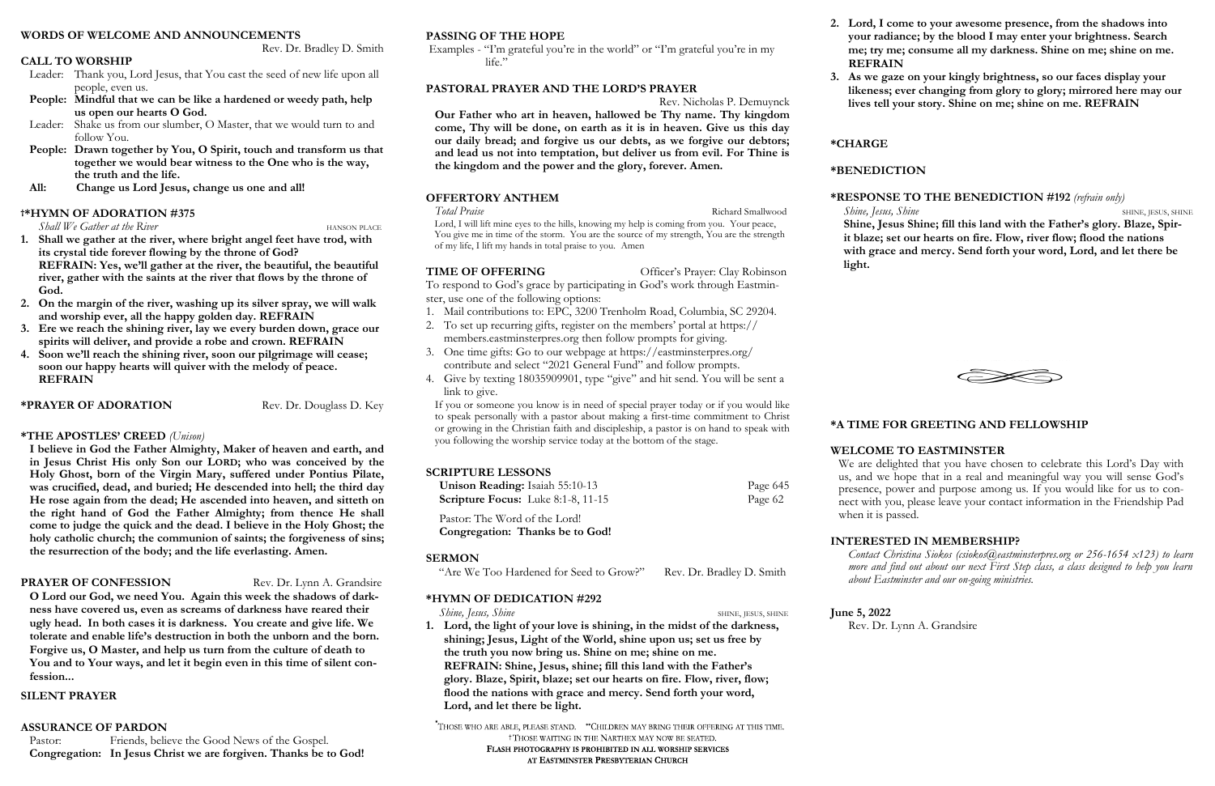## WORDS OF WELCOME AND ANNOUNCEMENTS

Rev. Dr. Bradley D. Smith

## CALL TO WORSHIP

Leader: Thank you, Lord Jesus, that You cast the seed of new life upon all people, even us.

**People: Mindful that we can be like a hardened or weedy path, help us open our hearts O God.**

Leader: Shake us from our slumber, O Master, that we would turn to and follow You.

**People: Drawn together by You, O Spirit, touch and transform us that together we would bear witness to the One who is the way, the truth and the life.**

**All: Change us Lord Jesus, change us one and all!**

## †*HYMN OF ADORATION #375

*Shall We Gather at the River* HANSON PLACE

1. **Shall we gather at the river, where bright angel feet have trod, with its crystal tide forever flowing by the throne of God?**
   **REFRAIN: Yes, we'll gather at the river, the beautiful, the beautiful river, gather with the saints at the river that flows by the throne of God.**
2. **On the margin of the river, washing up its silver spray, we will walk and worship ever, all the happy golden day. REFRAIN**
3. **Ere we reach the shining river, lay we every burden down, grace our spirits will deliver, and provide a robe and crown. REFRAIN**
4. **Soon we'll reach the shining river, soon our pilgrimage will cease; soon our happy hearts will quiver with the melody of peace. REFRAIN**

## *PRAYER OF ADORATION

Rev. Dr. Douglass D. Key

## *THE APOSTLES' CREED *(Unison)*

**I believe in God the Father Almighty, Maker of heaven and earth, and in Jesus Christ His only Son our LORD; who was conceived by the Holy Ghost, born of the Virgin Mary, suffered under Pontius Pilate, was crucified, dead, and buried; He descended into hell; the third day He rose again from the dead; He ascended into heaven, and sitteth on the right hand of God the Father Almighty; from thence He shall come to judge the quick and the dead. I believe in the Holy Ghost; the holy catholic church; the communion of saints; the forgiveness of sins; the resurrection of the body; and the life everlasting. Amen.**

## PRAYER OF CONFESSION

Rev. Dr. Lynn A. Grandsire

**O Lord our God, we need You. Again this week the shadows of darkness have covered us, even as screams of darkness have reared their ugly head. In both cases it is darkness. You create and give life. We tolerate and enable life's destruction in both the unborn and the born. Forgive us, O Master, and help us turn from the culture of death to You and to Your ways, and let it begin even in this time of silent confession...**

## SILENT PRAYER

## ASSURANCE OF PARDON

Pastor: Friends, believe the Good News of the Gospel.

**Congregation: In Jesus Christ we are forgiven. Thanks be to God!**

## PASSING OF THE HOPE

Examples - "I'm grateful you're in the world" or "I'm grateful you're in my life."

## PASTORAL PRAYER AND THE LORD'S PRAYER

Rev. Nicholas P. Demuynck

**Our Father who art in heaven, hallowed be Thy name. Thy kingdom come, Thy will be done, on earth as it is in heaven. Give us this day our daily bread; and forgive us our debts, as we forgive our debtors; and lead us not into temptation, but deliver us from evil. For Thine is the kingdom and the power and the glory, forever. Amen.**

## OFFERTORY ANTHEM

*Total Praise* Richard Smallwood

Lord, I will lift mine eyes to the hills, knowing my help is coming from you. Your peace, You give me in time of the storm. You are the source of my strength, You are the strength of my life, I lift my hands in total praise to you. Amen

## TIME OF OFFERING

Officer's Prayer: Clay Robinson

To respond to God's grace by participating in God's work through Eastminster, use one of the following options:

1. Mail contributions to: EPC, 3200 Trenholm Road, Columbia, SC 29204.
2. To set up recurring gifts, register on the members' portal at https://members.eastminsterpres.org then follow prompts for giving.
3. One time gifts: Go to our webpage at https://eastminsterpres.org/ contribute and select "2021 General Fund" and follow prompts.
4. Give by texting 18035909901, type "give" and hit send. You will be sent a link to give.

If you or someone you know is in need of special prayer today or if you would like to speak personally with a pastor about making a first-time commitment to Christ or growing in the Christian faith and discipleship, a pastor is on hand to speak with you following the worship service today at the bottom of the stage.

## SCRIPTURE LESSONS

**Unison Reading:** Isaiah 55:10-13 Page 645

**Scripture Focus:** Luke 8:1-8, 11-15 Page 62

Pastor: The Word of the Lord!

**Congregation: Thanks be to God!**

## SERMON

"Are We Too Hardened for Seed to Grow?" Rev. Dr. Bradley D. Smith

## *HYMN OF DEDICATION #292

*Shine, Jesus, Shine* SHINE, JESUS, SHINE

1. **Lord, the light of your love is shining, in the midst of the darkness, shining; Jesus, Light of the World, shine upon us; set us free by the truth you now bring us. Shine on me; shine on me.**
   **REFRAIN: Shine, Jesus, shine; fill this land with the Father's glory. Blaze, Spirit, blaze; set our hearts on fire. Flow, river, flow; flood the nations with grace and mercy. Send forth your word, Lord, and let there be light.**
2. **Lord, I come to your awesome presence, from the shadows into your radiance; by the blood I may enter your brightness. Search me; try me; consume all my darkness. Shine on me; shine on me. REFRAIN**
3. **As we gaze on your kingly brightness, so our faces display your likeness; ever changing from glory to glory; mirrored here may our lives tell your story. Shine on me; shine on me. REFRAIN**

*THOSE WHO ARE ABLE, PLEASE STAND. **CHILDREN MAY BRING THEIR OFFERING AT THIS TIME.
†THOSE WAITING IN THE NARTHEX MAY NOW BE SEATED.
FLASH PHOTOGRAPHY IS PROHIBITED IN ALL WORSHIP SERVICES AT EASTMINSTER PRESBYTERIAN CHURCH

## *CHARGE

## *BENEDICTION

## *RESPONSE TO THE BENEDICTION #192 *(refrain only)*

*Shine, Jesus, Shine* SHINE, JESUS, SHINE

**Shine, Jesus Shine; fill this land with the Father's glory. Blaze, Spirit blaze; set our hearts on fire. Flow, river flow; flood the nations with grace and mercy. Send forth your word, Lord, and let there be light.**

## *A TIME FOR GREETING AND FELLOWSHIP

## WELCOME TO EASTMINSTER

We are delighted that you have chosen to celebrate this Lord's Day with us, and we hope that in a real and meaningful way you will sense God's presence, power and purpose among us. If you would like for us to connect with you, please leave your contact information in the Friendship Pad when it is passed.

## INTERESTED IN MEMBERSHIP?

*Contact Christina Siokos (csiokos@eastminsterpres.org or 256-1654 x123) to learn more and find out about our next First Step class, a class designed to help you learn about Eastminster and our on-going ministries.*

**June 5, 2022**

Rev. Dr. Lynn A. Grandsire